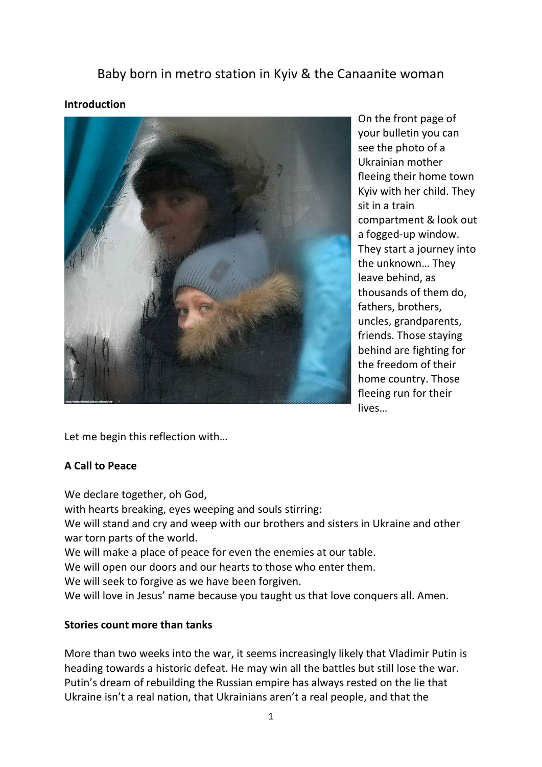# Baby born in metro station in Kyiv & the Canaanite woman

**Introduction**

On the front page of your bulletin you can see the photo of a Ukrainian mother fleeing their home town Kyiv with her child. They sit in a train compartment & look out a fogged-up window. They start a journey into the unknown… They leave behind, as thousands of them do, fathers, brothers, uncles, grandparents, friends. Those staying behind are fighting for the freedom of their home country. Those fleeing run for their lives…

Let me begin this reflection with…

**A Call to Peace**

We declare together, oh God,
with hearts breaking, eyes weeping and souls stirring:
We will stand and cry and weep with our brothers and sisters in Ukraine and other war torn parts of the world.
We will make a place of peace for even the enemies at our table.
We will open our doors and our hearts to those who enter them.
We will seek to forgive as we have been forgiven.
We will love in Jesus' name because you taught us that love conquers all. Amen.

**Stories count more than tanks**

More than two weeks into the war, it seems increasingly likely that Vladimir Putin is heading towards a historic defeat. He may win all the battles but still lose the war. Putin's dream of rebuilding the Russian empire has always rested on the lie that Ukraine isn't a real nation, that Ukrainians aren't a real people, and that the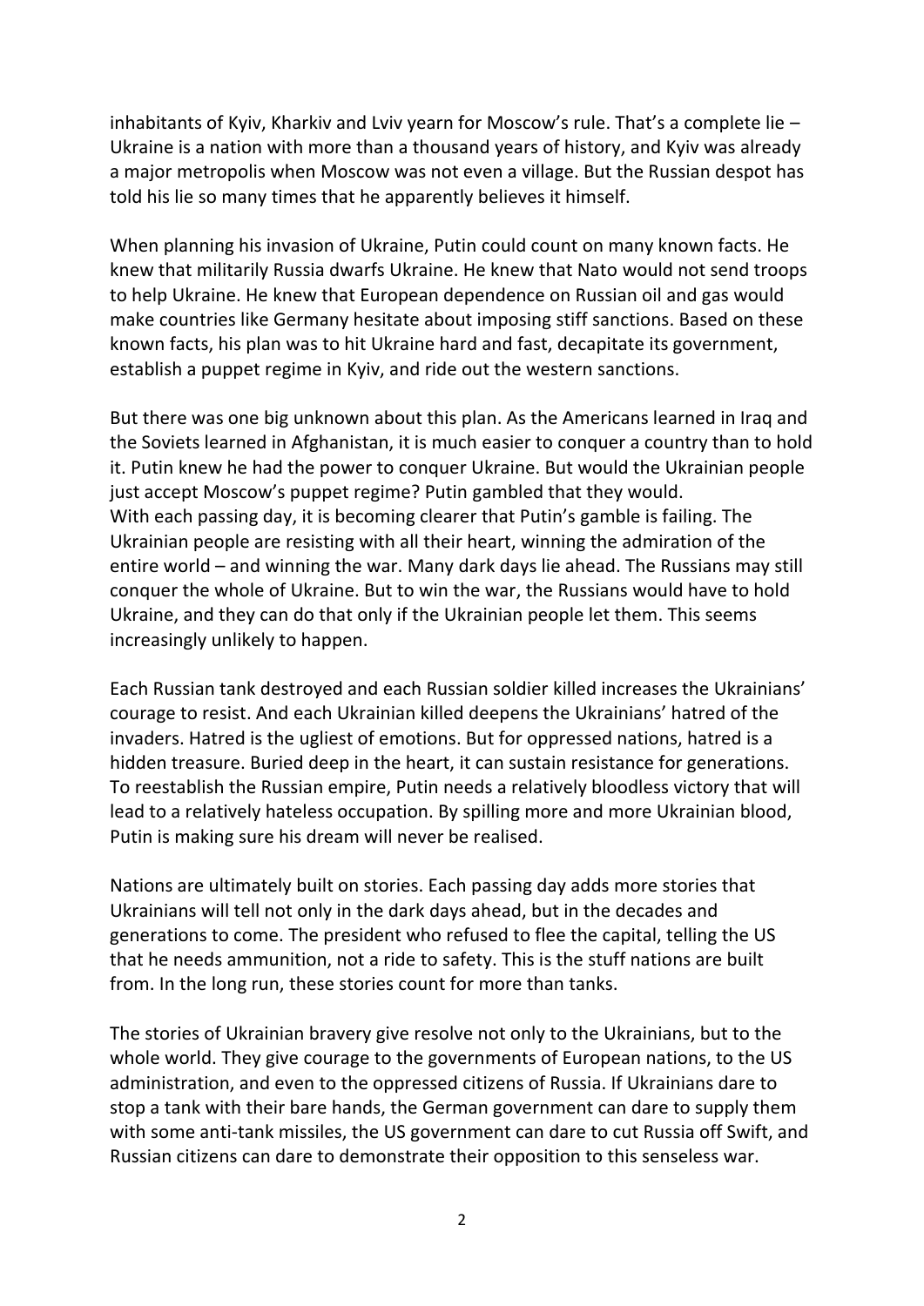inhabitants of Kyiv, Kharkiv and Lviv yearn for Moscow's rule. That's a complete lie – Ukraine is a nation with more than a thousand years of history, and Kyiv was already a major metropolis when Moscow was not even a village. But the Russian despot has told his lie so many times that he apparently believes it himself.

When planning his invasion of Ukraine, Putin could count on many known facts. He knew that militarily Russia dwarfs Ukraine. He knew that Nato would not send troops to help Ukraine. He knew that European dependence on Russian oil and gas would make countries like Germany hesitate about imposing stiff sanctions. Based on these known facts, his plan was to hit Ukraine hard and fast, decapitate its government, establish a puppet regime in Kyiv, and ride out the western sanctions.

But there was one big unknown about this plan. As the Americans learned in Iraq and the Soviets learned in Afghanistan, it is much easier to conquer a country than to hold it. Putin knew he had the power to conquer Ukraine. But would the Ukrainian people just accept Moscow's puppet regime? Putin gambled that they would.
With each passing day, it is becoming clearer that Putin's gamble is failing. The Ukrainian people are resisting with all their heart, winning the admiration of the entire world – and winning the war. Many dark days lie ahead. The Russians may still conquer the whole of Ukraine. But to win the war, the Russians would have to hold Ukraine, and they can do that only if the Ukrainian people let them. This seems increasingly unlikely to happen.

Each Russian tank destroyed and each Russian soldier killed increases the Ukrainians' courage to resist. And each Ukrainian killed deepens the Ukrainians' hatred of the invaders. Hatred is the ugliest of emotions. But for oppressed nations, hatred is a hidden treasure. Buried deep in the heart, it can sustain resistance for generations. To reestablish the Russian empire, Putin needs a relatively bloodless victory that will lead to a relatively hateless occupation. By spilling more and more Ukrainian blood, Putin is making sure his dream will never be realised.

Nations are ultimately built on stories. Each passing day adds more stories that Ukrainians will tell not only in the dark days ahead, but in the decades and generations to come. The president who refused to flee the capital, telling the US that he needs ammunition, not a ride to safety. This is the stuff nations are built from. In the long run, these stories count for more than tanks.

The stories of Ukrainian bravery give resolve not only to the Ukrainians, but to the whole world. They give courage to the governments of European nations, to the US administration, and even to the oppressed citizens of Russia. If Ukrainians dare to stop a tank with their bare hands, the German government can dare to supply them with some anti-tank missiles, the US government can dare to cut Russia off Swift, and Russian citizens can dare to demonstrate their opposition to this senseless war.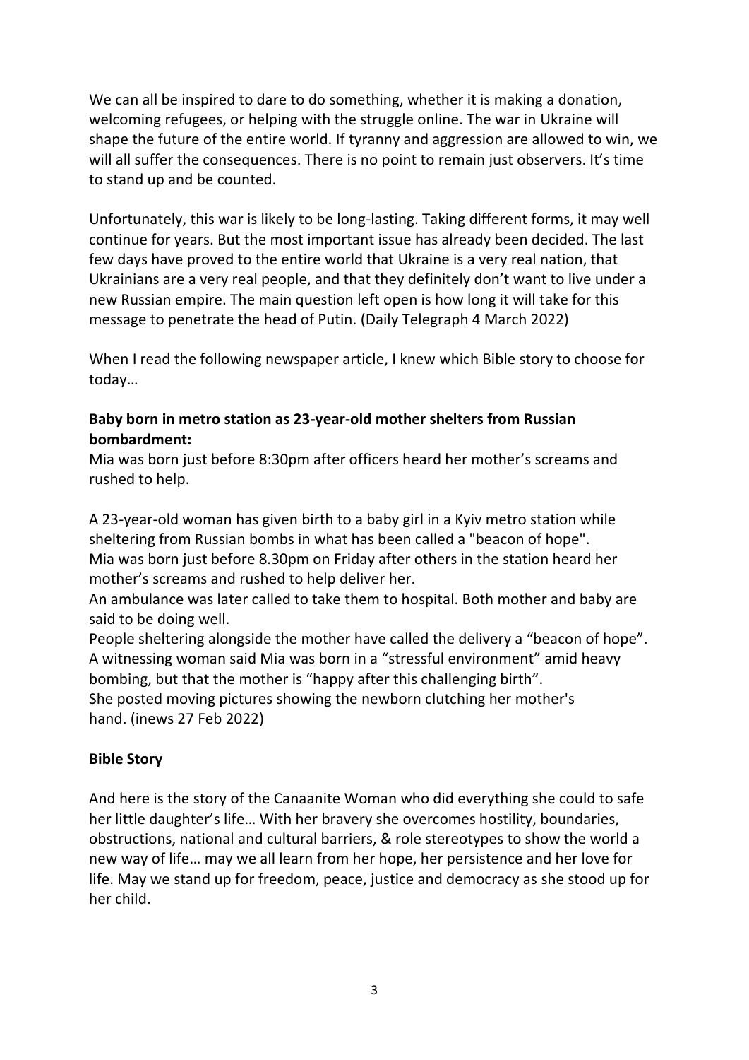We can all be inspired to dare to do something, whether it is making a donation, welcoming refugees, or helping with the struggle online. The war in Ukraine will shape the future of the entire world. If tyranny and aggression are allowed to win, we will all suffer the consequences. There is no point to remain just observers. It's time to stand up and be counted.

Unfortunately, this war is likely to be long-lasting. Taking different forms, it may well continue for years. But the most important issue has already been decided. The last few days have proved to the entire world that Ukraine is a very real nation, that Ukrainians are a very real people, and that they definitely don't want to live under a new Russian empire. The main question left open is how long it will take for this message to penetrate the head of Putin. (Daily Telegraph 4 March 2022)

When I read the following newspaper article, I knew which Bible story to choose for today…

**Baby born in metro station as 23-year-old mother shelters from Russian bombardment:**

Mia was born just before 8:30pm after officers heard her mother's screams and rushed to help.

A 23-year-old woman has given birth to a baby girl in a Kyiv metro station while sheltering from Russian bombs in what has been called a "beacon of hope".
Mia was born just before 8.30pm on Friday after others in the station heard her mother's screams and rushed to help deliver her.
An ambulance was later called to take them to hospital. Both mother and baby are said to be doing well.
People sheltering alongside the mother have called the delivery a "beacon of hope".
A witnessing woman said Mia was born in a "stressful environment" amid heavy bombing, but that the mother is "happy after this challenging birth".
She posted moving pictures showing the newborn clutching her mother's hand. (inews 27 Feb 2022)

**Bible Story**

And here is the story of the Canaanite Woman who did everything she could to safe her little daughter's life… With her bravery she overcomes hostility, boundaries, obstructions, national and cultural barriers, & role stereotypes to show the world a new way of life… may we all learn from her hope, her persistence and her love for life. May we stand up for freedom, peace, justice and democracy as she stood up for her child.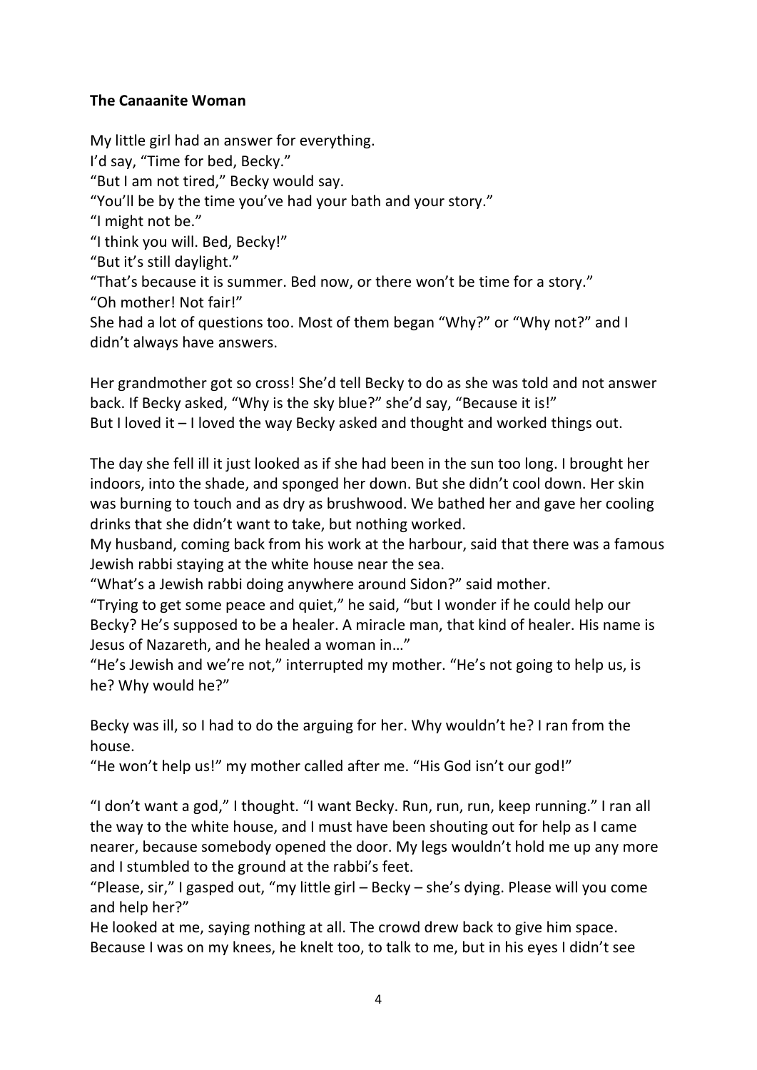**The Canaanite Woman**

My little girl had an answer for everything.
I'd say, "Time for bed, Becky."
"But I am not tired," Becky would say.
"You'll be by the time you've had your bath and your story."
"I might not be."
"I think you will. Bed, Becky!"
"But it's still daylight."
"That's because it is summer. Bed now, or there won't be time for a story."
"Oh mother! Not fair!"
She had a lot of questions too. Most of them began "Why?" or "Why not?" and I didn't always have answers.

Her grandmother got so cross! She'd tell Becky to do as she was told and not answer back. If Becky asked, "Why is the sky blue?" she'd say, "Because it is!"
But I loved it – I loved the way Becky asked and thought and worked things out.

The day she fell ill it just looked as if she had been in the sun too long. I brought her indoors, into the shade, and sponged her down. But she didn't cool down. Her skin was burning to touch and as dry as brushwood. We bathed her and gave her cooling drinks that she didn't want to take, but nothing worked.
My husband, coming back from his work at the harbour, said that there was a famous Jewish rabbi staying at the white house near the sea.
"What's a Jewish rabbi doing anywhere around Sidon?" said mother.
"Trying to get some peace and quiet," he said, "but I wonder if he could help our Becky? He's supposed to be a healer. A miracle man, that kind of healer. His name is Jesus of Nazareth, and he healed a woman in…"
"He's Jewish and we're not," interrupted my mother. "He's not going to help us, is he? Why would he?"

Becky was ill, so I had to do the arguing for her. Why wouldn't he? I ran from the house.
"He won't help us!" my mother called after me. "His God isn't our god!"

"I don't want a god," I thought. "I want Becky. Run, run, run, keep running." I ran all the way to the white house, and I must have been shouting out for help as I came nearer, because somebody opened the door. My legs wouldn't hold me up any more and I stumbled to the ground at the rabbi's feet.
"Please, sir," I gasped out, "my little girl – Becky – she's dying. Please will you come and help her?"
He looked at me, saying nothing at all. The crowd drew back to give him space. Because I was on my knees, he knelt too, to talk to me, but in his eyes I didn't see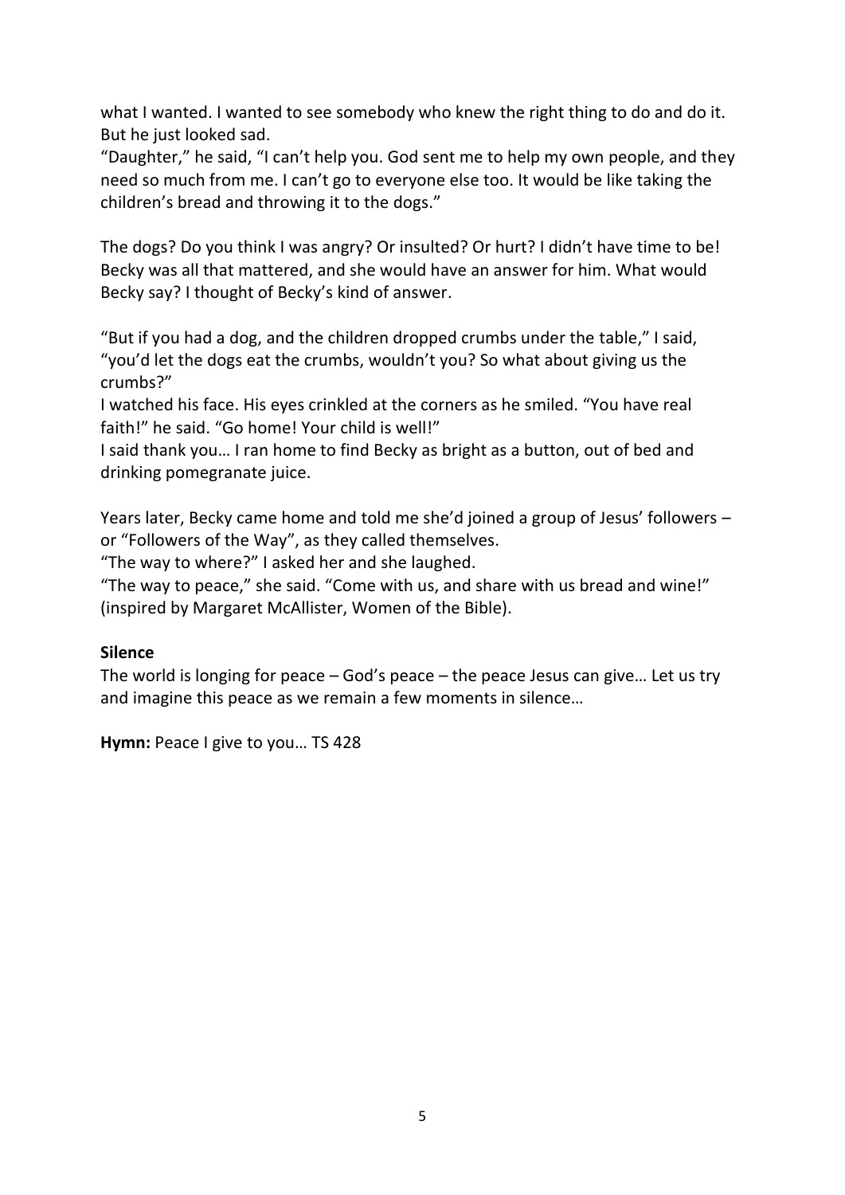what I wanted. I wanted to see somebody who knew the right thing to do and do it. But he just looked sad.
"Daughter," he said, "I can't help you. God sent me to help my own people, and they need so much from me. I can't go to everyone else too. It would be like taking the children's bread and throwing it to the dogs."

The dogs? Do you think I was angry? Or insulted? Or hurt? I didn't have time to be! Becky was all that mattered, and she would have an answer for him. What would Becky say? I thought of Becky's kind of answer.

"But if you had a dog, and the children dropped crumbs under the table," I said, "you'd let the dogs eat the crumbs, wouldn't you? So what about giving us the crumbs?"
I watched his face. His eyes crinkled at the corners as he smiled. "You have real faith!" he said. "Go home! Your child is well!"
I said thank you… I ran home to find Becky as bright as a button, out of bed and drinking pomegranate juice.

Years later, Becky came home and told me she'd joined a group of Jesus' followers – or "Followers of the Way", as they called themselves.
"The way to where?" I asked her and she laughed.
"The way to peace," she said. "Come with us, and share with us bread and wine!" (inspired by Margaret McAllister, Women of the Bible).

**Silence**
The world is longing for peace – God's peace – the peace Jesus can give… Let us try and imagine this peace as we remain a few moments in silence…

**Hymn:** Peace I give to you… TS 428